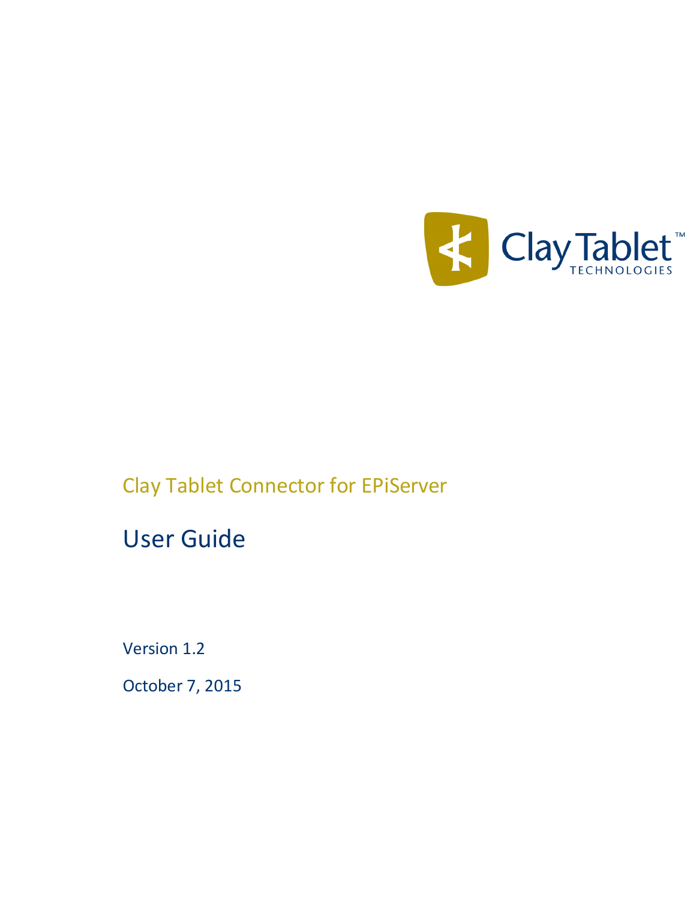Clay Tablet Connector for EPiServer

# User Guide

Version 1.2

October 7, 2015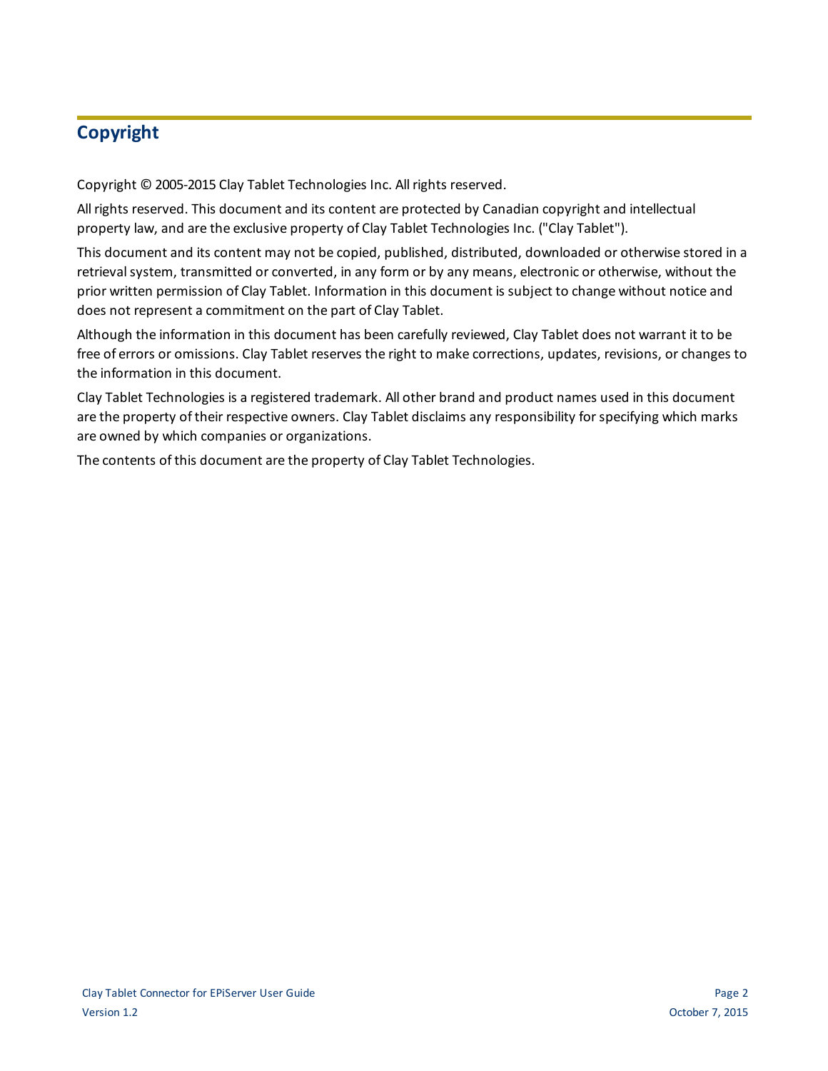# Copyright

Copyright © 2005-2015 Clay Tablet Technologies Inc. All rights reserved.

All rights reserved. This document and its content are protected by Canadian copyright and intellectual property law, and are the exclusive property of Clay Tablet Technologies Inc. ("Clay Tablet").

This document and its content may not be copied, published, distributed, downloaded or otherwise stored in a retrieval system, transmitted or converted, in any form or by any means, electronic or otherwise, without the prior written permission of Clay Tablet. Information in this document is subject to change without notice and does not represent a commitment on the part of Clay Tablet.

Although the information in this document has been carefully reviewed, Clay Tablet does not warrant it to be free of errors or omissions. Clay Tablet reserves the right to make corrections, updates, revisions, or changes to the information in this document.

Clay Tablet Technologies is a registered trademark. All other brand and product names used in this document are the property of their respective owners. Clay Tablet disclaims any responsibility for specifying which marks are owned by which companies or organizations.

The contents of this document are the property of Clay Tablet Technologies.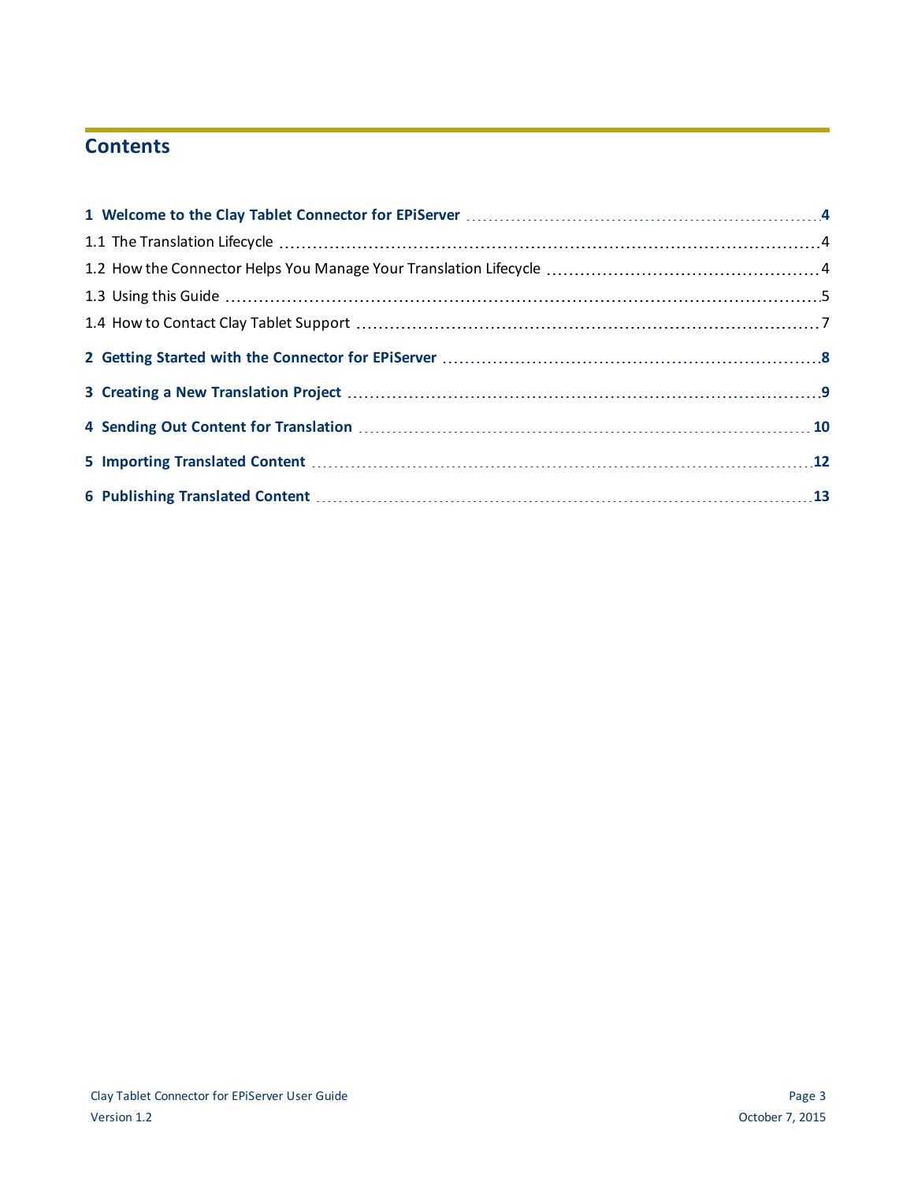# Contents

**1 Welcome to the Clay Tablet Connector for EPiServer** ........ **4**

1.1 The Translation Lifecycle ........ 4

1.2 How the Connector Helps You Manage Your Translation Lifecycle ........ 4

1.3 Using this Guide ........ 5

1.4 How to Contact Clay Tablet Support ........ 7

**2 Getting Started with the Connector for EPiServer** ........ **8**

**3 Creating a New Translation Project** ........ **9**

**4 Sending Out Content for Translation** ........ **10**

**5 Importing Translated Content** ........ **12**

**6 Publishing Translated Content** ........ **13**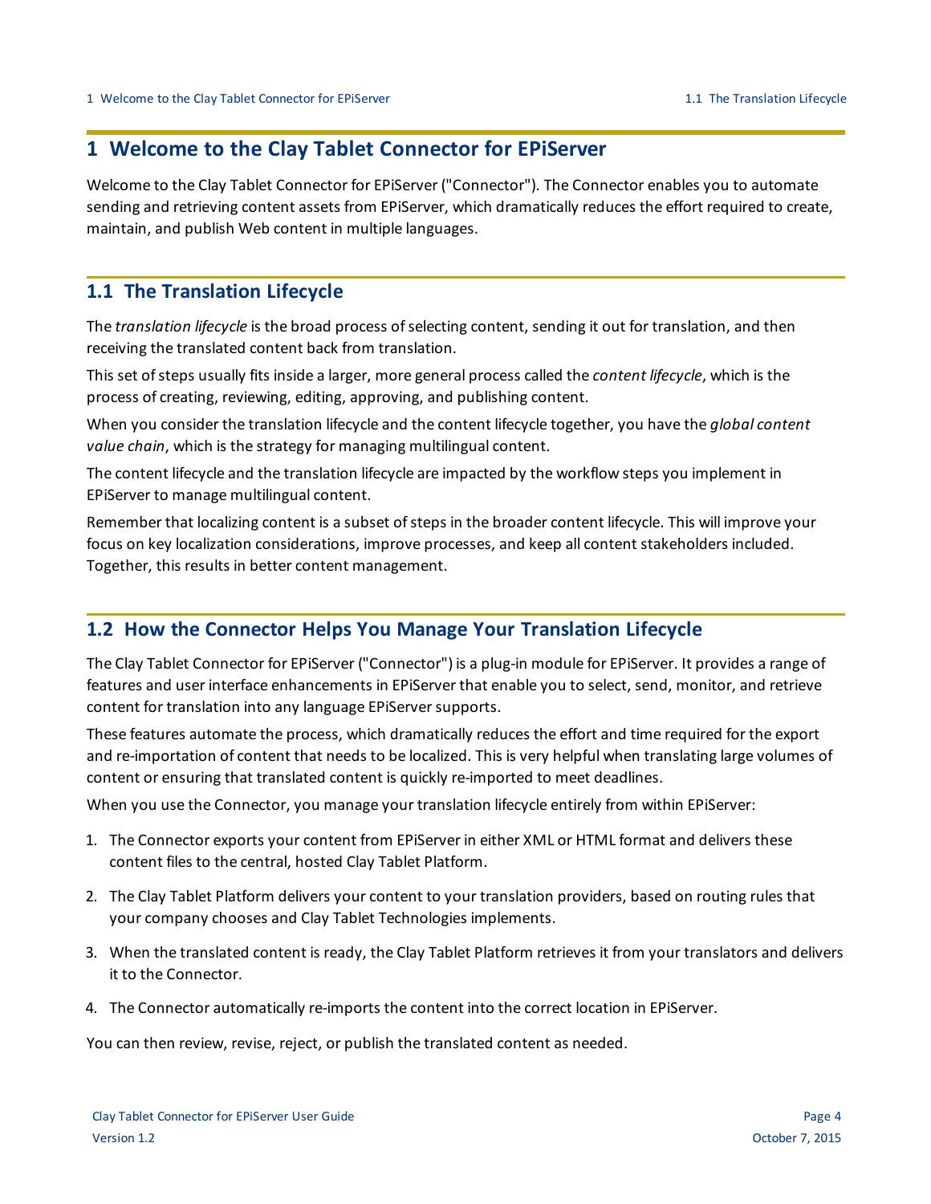# 1 Welcome to the Clay Tablet Connector for EPiServer

Welcome to the Clay Tablet Connector for EPiServer ("Connector"). The Connector enables you to automate sending and retrieving content assets from EPiServer, which dramatically reduces the effort required to create, maintain, and publish Web content in multiple languages.

## 1.1 The Translation Lifecycle

The *translation lifecycle* is the broad process of selecting content, sending it out for translation, and then receiving the translated content back from translation.

This set of steps usually fits inside a larger, more general process called the *content lifecycle*, which is the process of creating, reviewing, editing, approving, and publishing content.

When you consider the translation lifecycle and the content lifecycle together, you have the *global content value chain*, which is the strategy for managing multilingual content.

The content lifecycle and the translation lifecycle are impacted by the workflow steps you implement in EPiServer to manage multilingual content.

Remember that localizing content is a subset of steps in the broader content lifecycle. This will improve your focus on key localization considerations, improve processes, and keep all content stakeholders included. Together, this results in better content management.

## 1.2 How the Connector Helps You Manage Your Translation Lifecycle

The Clay Tablet Connector for EPiServer ("Connector") is a plug-in module for EPiServer. It provides a range of features and user interface enhancements in EPiServer that enable you to select, send, monitor, and retrieve content for translation into any language EPiServer supports.

These features automate the process, which dramatically reduces the effort and time required for the export and re-importation of content that needs to be localized. This is very helpful when translating large volumes of content or ensuring that translated content is quickly re-imported to meet deadlines.

When you use the Connector, you manage your translation lifecycle entirely from within EPiServer:

1. The Connector exports your content from EPiServer in either XML or HTML format and delivers these content files to the central, hosted Clay Tablet Platform.
2. The Clay Tablet Platform delivers your content to your translation providers, based on routing rules that your company chooses and Clay Tablet Technologies implements.
3. When the translated content is ready, the Clay Tablet Platform retrieves it from your translators and delivers it to the Connector.
4. The Connector automatically re-imports the content into the correct location in EPiServer.

You can then review, revise, reject, or publish the translated content as needed.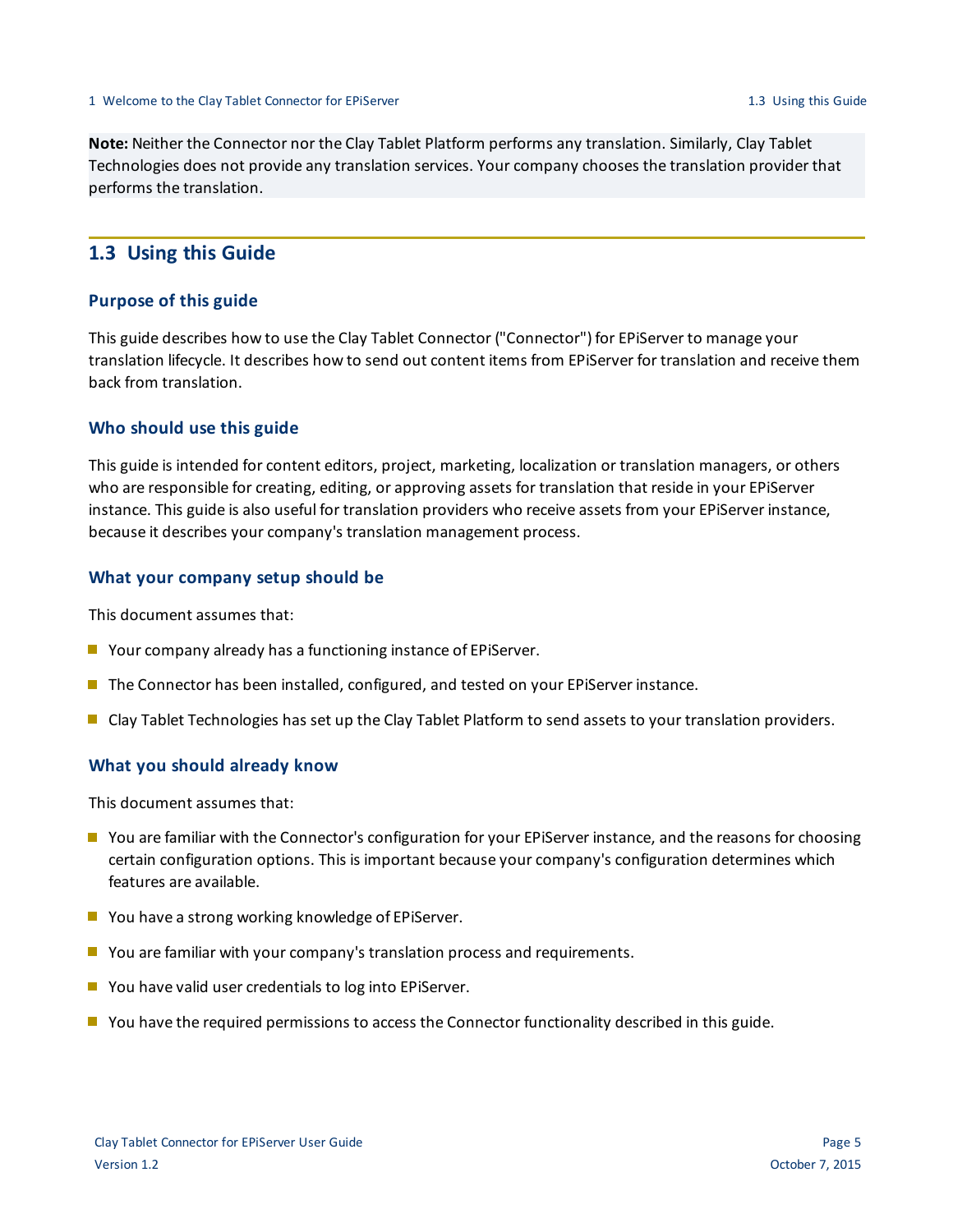**Note:** Neither the Connector nor the Clay Tablet Platform performs any translation. Similarly, Clay Tablet Technologies does not provide any translation services. Your company chooses the translation provider that performs the translation.

## 1.3 Using this Guide

### Purpose of this guide

This guide describes how to use the Clay Tablet Connector ("Connector") for EPiServer to manage your translation lifecycle. It describes how to send out content items from EPiServer for translation and receive them back from translation.

### Who should use this guide

This guide is intended for content editors, project, marketing, localization or translation managers, or others who are responsible for creating, editing, or approving assets for translation that reside in your EPiServer instance. This guide is also useful for translation providers who receive assets from your EPiServer instance, because it describes your company's translation management process.

### What your company setup should be

This document assumes that:

- Your company already has a functioning instance of EPiServer.
- The Connector has been installed, configured, and tested on your EPiServer instance.
- Clay Tablet Technologies has set up the Clay Tablet Platform to send assets to your translation providers.

### What you should already know

This document assumes that:

- You are familiar with the Connector's configuration for your EPiServer instance, and the reasons for choosing certain configuration options. This is important because your company's configuration determines which features are available.
- You have a strong working knowledge of EPiServer.
- You are familiar with your company's translation process and requirements.
- You have valid user credentials to log into EPiServer.
- You have the required permissions to access the Connector functionality described in this guide.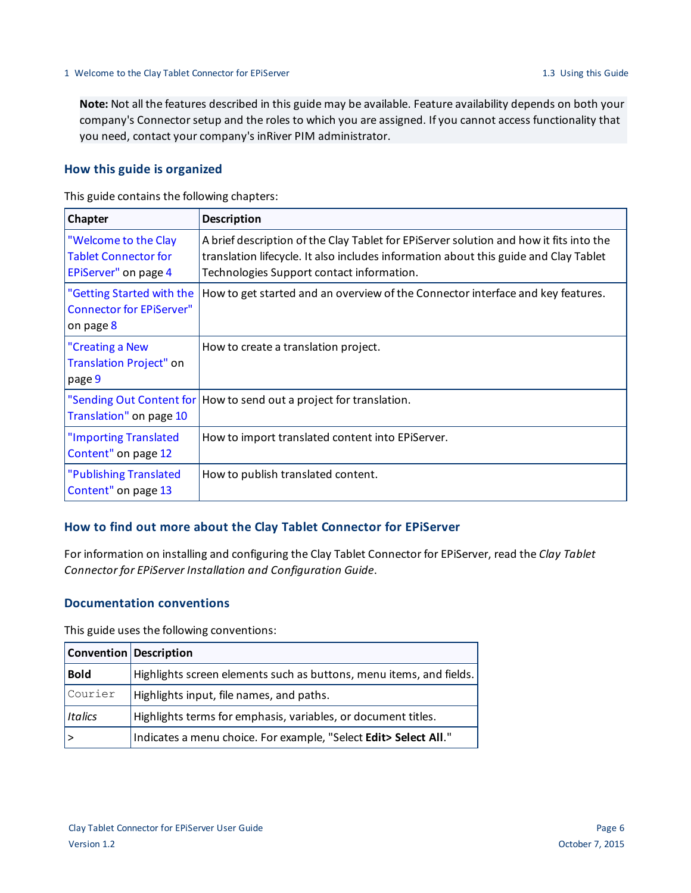**Note:** Not all the features described in this guide may be available. Feature availability depends on both your company's Connector setup and the roles to which you are assigned. If you cannot access functionality that you need, contact your company's inRiver PIM administrator.

### How this guide is organized

This guide contains the following chapters:

| Chapter | Description |
| --- | --- |
| "Welcome to the Clay Tablet Connector for EPiServer" on page 4 | A brief description of the Clay Tablet for EPiServer solution and how it fits into the translation lifecycle. It also includes information about this guide and Clay Tablet Technologies Support contact information. |
| "Getting Started with the Connector for EPiServer" on page 8 | How to get started and an overview of the Connector interface and key features. |
| "Creating a New Translation Project" on page 9 | How to create a translation project. |
| "Sending Out Content for Translation" on page 10 | How to send out a project for translation. |
| "Importing Translated Content" on page 12 | How to import translated content into EPiServer. |
| "Publishing Translated Content" on page 13 | How to publish translated content. |

### How to find out more about the Clay Tablet Connector for EPiServer

For information on installing and configuring the Clay Tablet Connector for EPiServer, read the *Clay Tablet Connector for EPiServer Installation and Configuration Guide*.

### Documentation conventions

This guide uses the following conventions:

| Convention | Description |
| --- | --- |
| **Bold** | Highlights screen elements such as buttons, menu items, and fields. |
| `Courier` | Highlights input, file names, and paths. |
| *Italics* | Highlights terms for emphasis, variables, or document titles. |
| > | Indicates a menu choice. For example, "Select **Edit> Select All**." |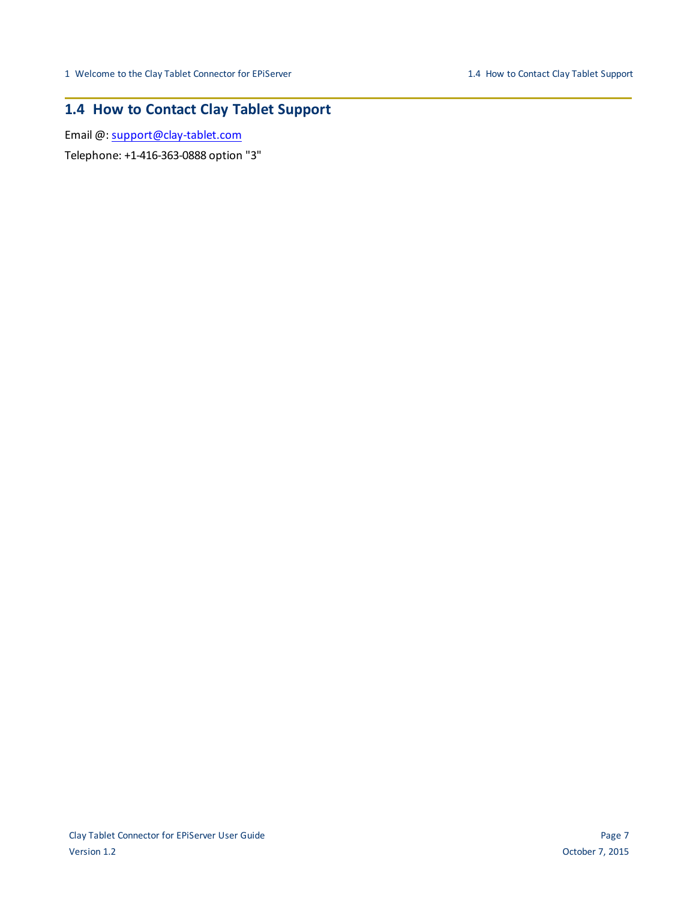## 1.4 How to Contact Clay Tablet Support

Email @: support@clay-tablet.com

Telephone: +1-416-363-0888 option "3"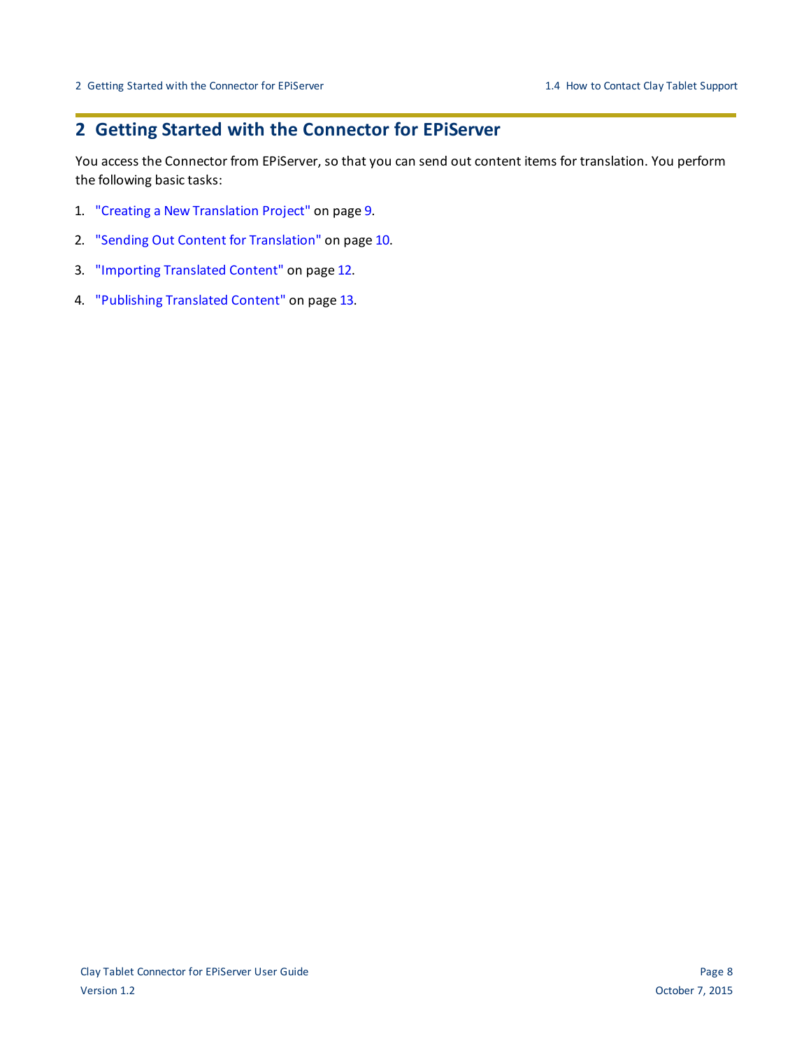# 2 Getting Started with the Connector for EPiServer

You access the Connector from EPiServer, so that you can send out content items for translation. You perform the following basic tasks:

1. "Creating a New Translation Project" on page 9.
2. "Sending Out Content for Translation" on page 10.
3. "Importing Translated Content" on page 12.
4. "Publishing Translated Content" on page 13.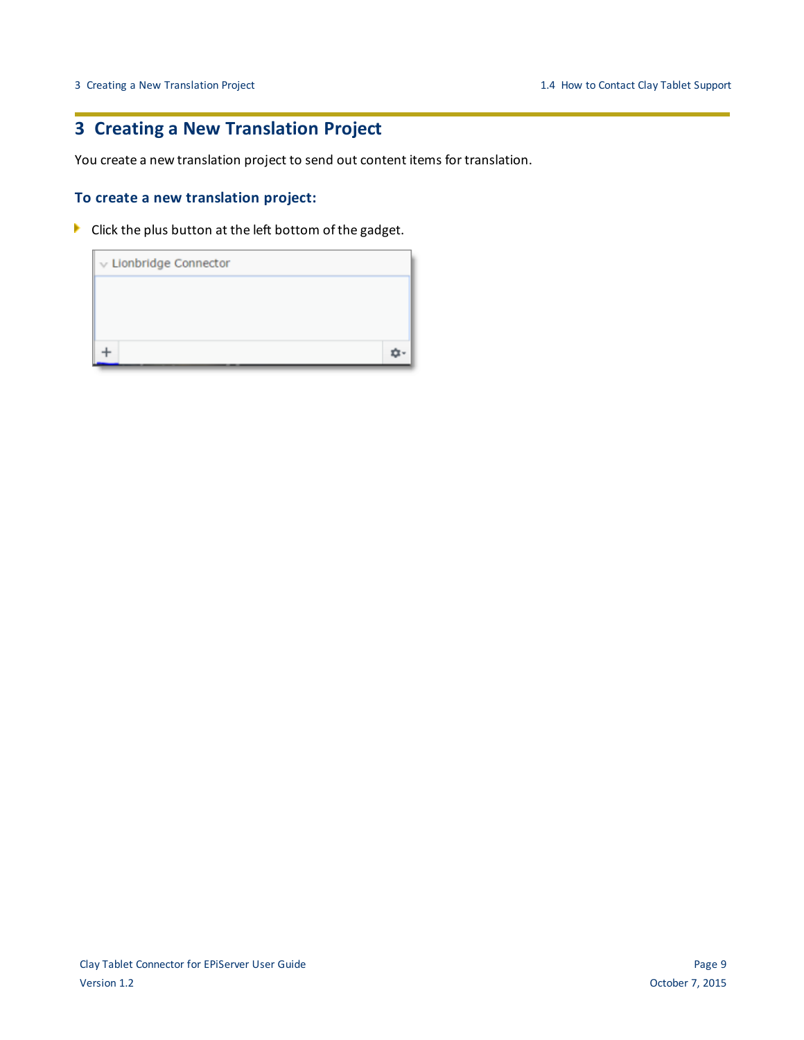# 3 Creating a New Translation Project

You create a new translation project to send out content items for translation.

### To create a new translation project:

- Click the plus button at the left bottom of the gadget.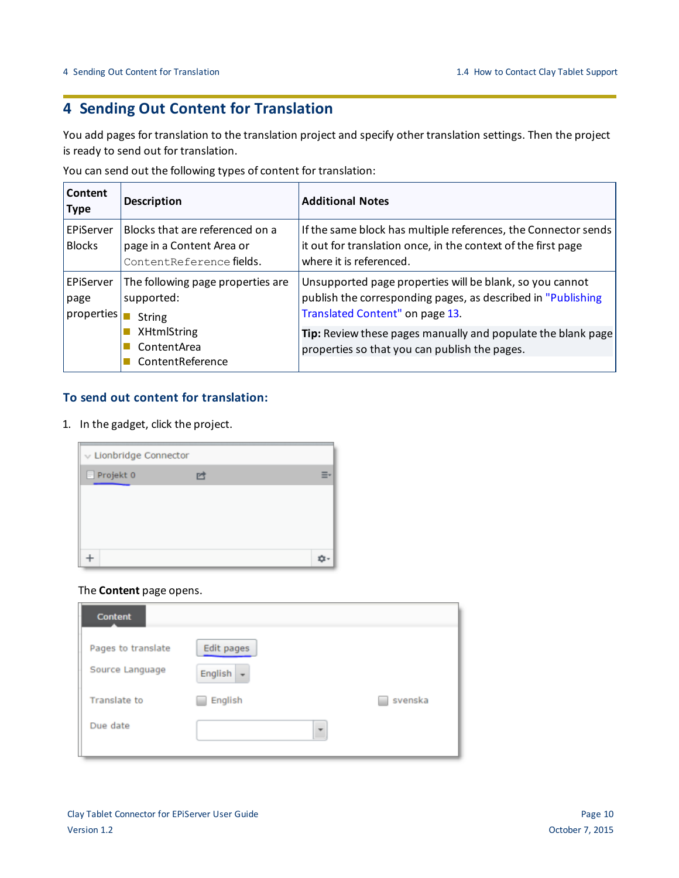# 4 Sending Out Content for Translation

You add pages for translation to the translation project and specify other translation settings. Then the project is ready to send out for translation.

You can send out the following types of content for translation:

| Content Type | Description | Additional Notes |
|---|---|---|
| EPiServer Blocks | Blocks that are referenced on a page in a Content Area or `ContentReference` fields. | If the same block has multiple references, the Connector sends it out for translation once, in the context of the first page where it is referenced. |
| EPiServer page properties | The following page properties are supported:<br>- String<br>- XHtmlString<br>- ContentArea<br>- ContentReference | Unsupported page properties will be blank, so you cannot publish the corresponding pages, as described in "Publishing Translated Content" on page 13.<br><br>**Tip:** Review these pages manually and populate the blank page properties so that you can publish the pages. |

### To send out content for translation:

1. In the gadget, click the project.

   The **Content** page opens.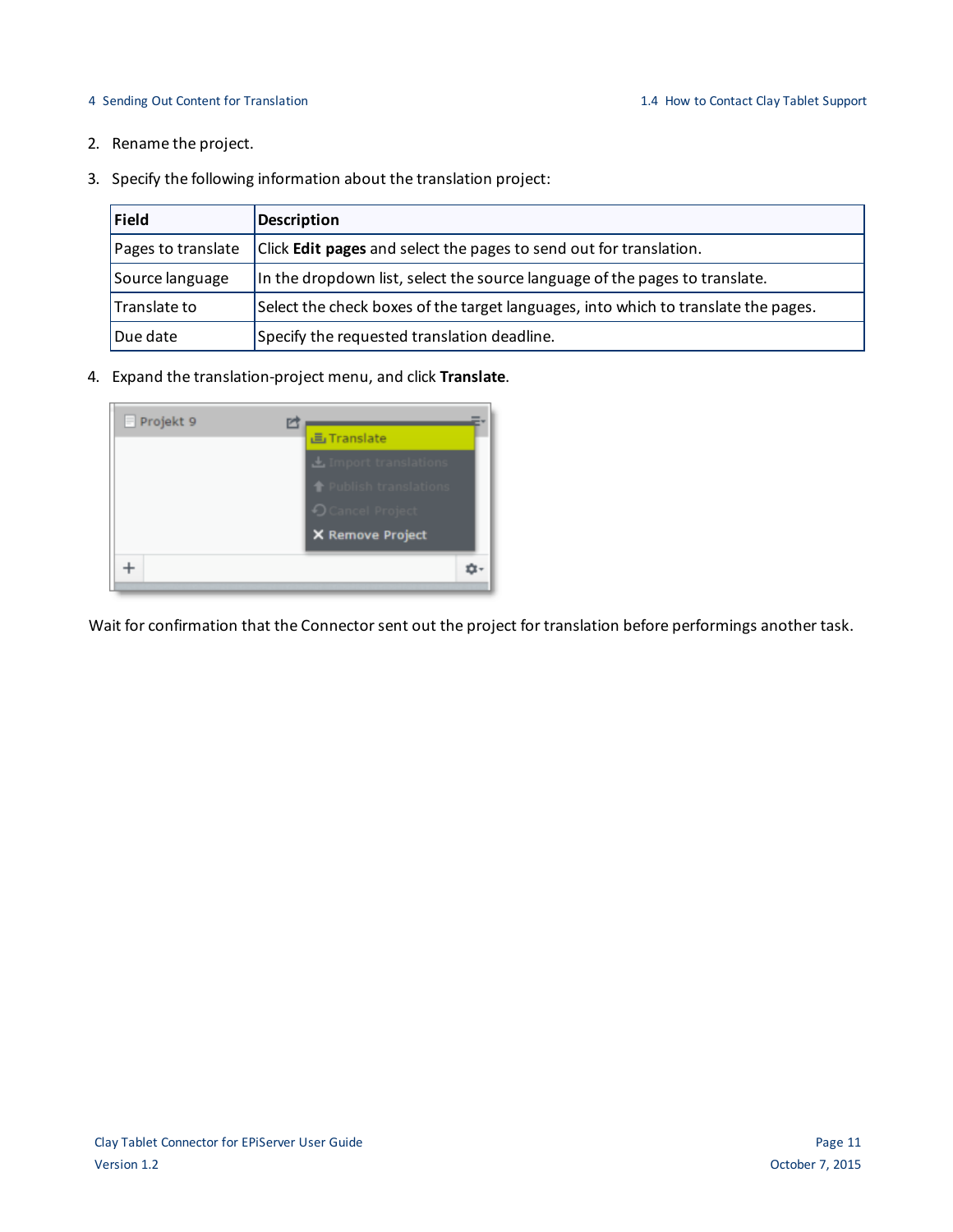2. Rename the project.
3. Specify the following information about the translation project:

| Field | Description |
| --- | --- |
| Pages to translate | Click **Edit pages** and select the pages to send out for translation. |
| Source language | In the dropdown list, select the source language of the pages to translate. |
| Translate to | Select the check boxes of the target languages, into which to translate the pages. |
| Due date | Specify the requested translation deadline. |

4. Expand the translation-project menu, and click **Translate**.

Wait for confirmation that the Connector sent out the project for translation before performings another task.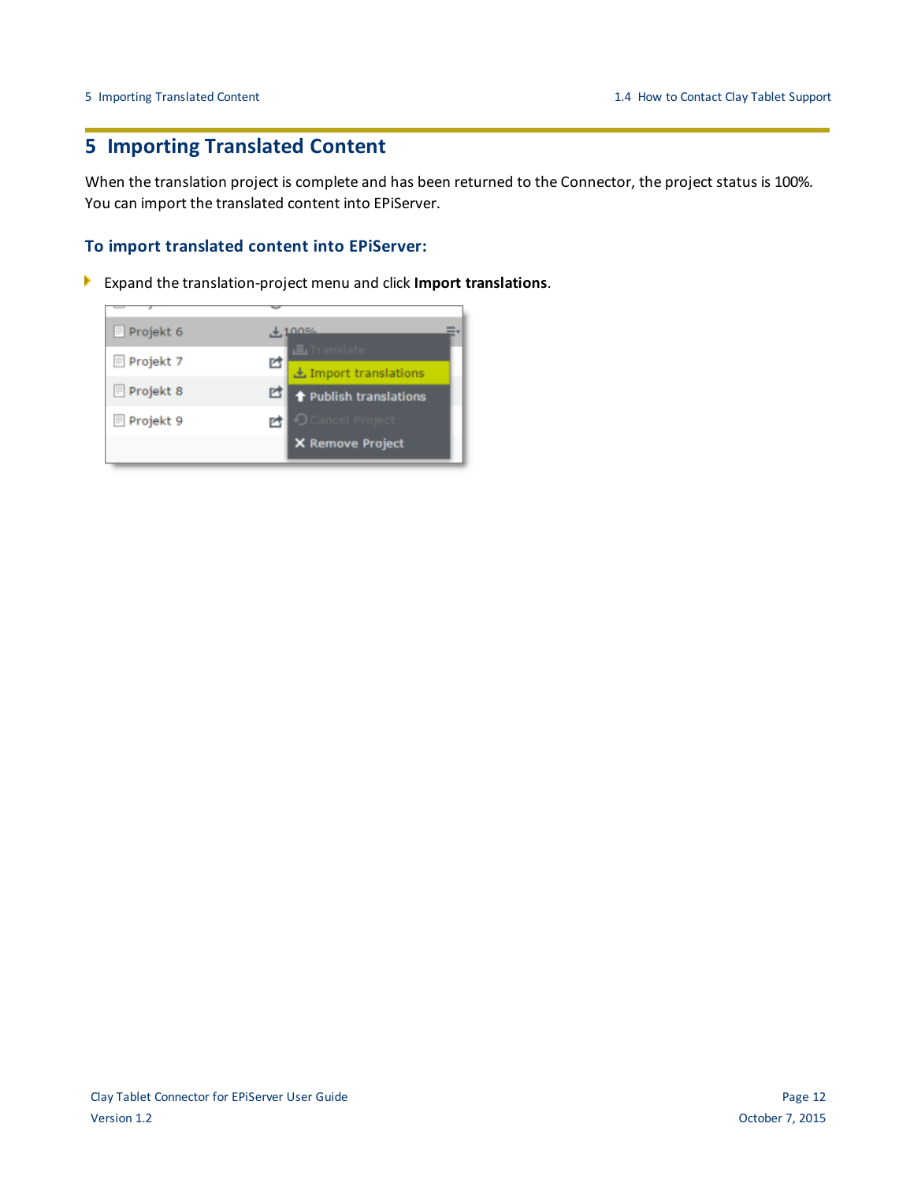# 5 Importing Translated Content

When the translation project is complete and has been returned to the Connector, the project status is 100%. You can import the translated content into EPiServer.

### To import translated content into EPiServer:

- Expand the translation-project menu and click **Import translations**.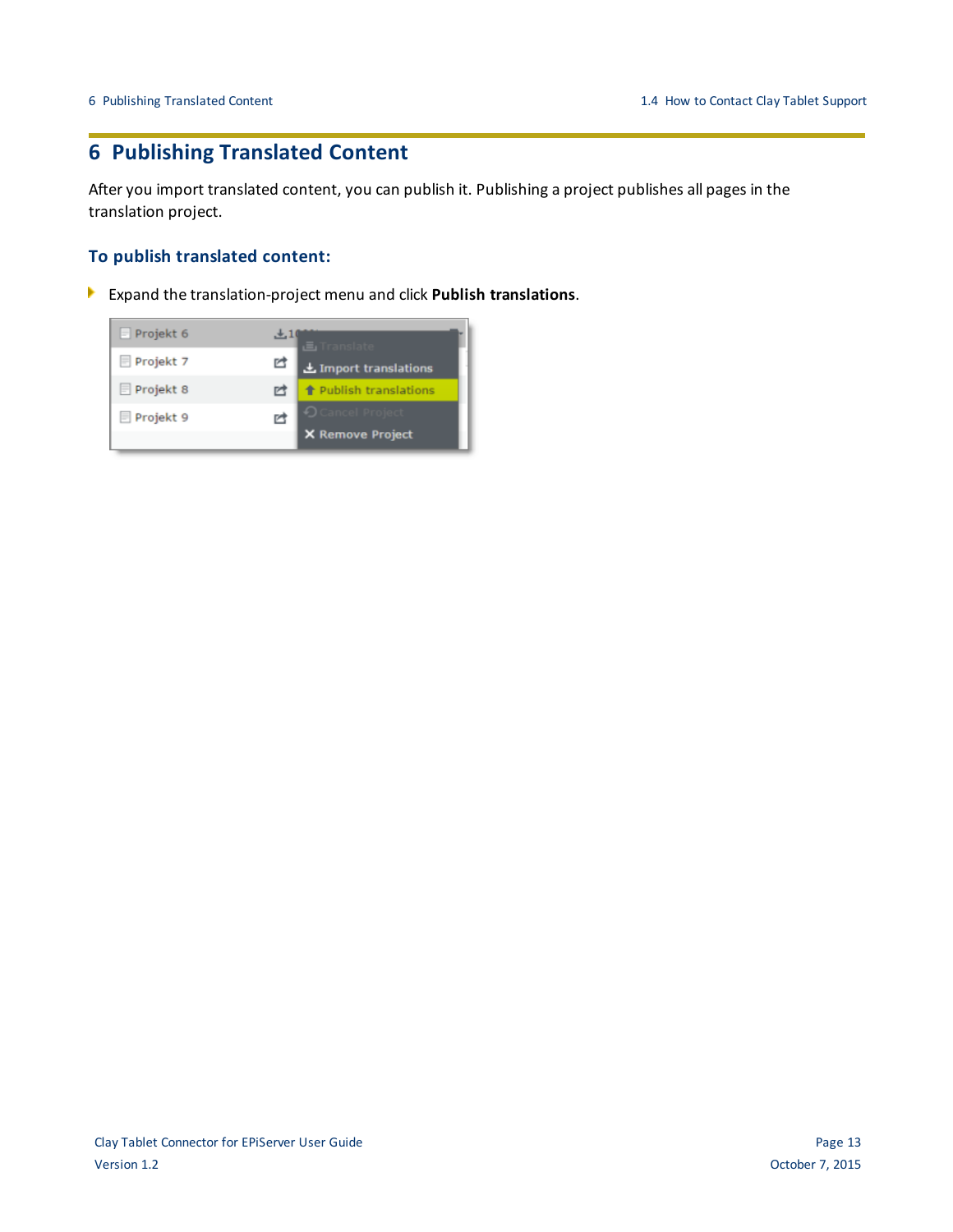# 6 Publishing Translated Content

After you import translated content, you can publish it. Publishing a project publishes all pages in the translation project.

### To publish translated content:

- Expand the translation-project menu and click **Publish translations**.